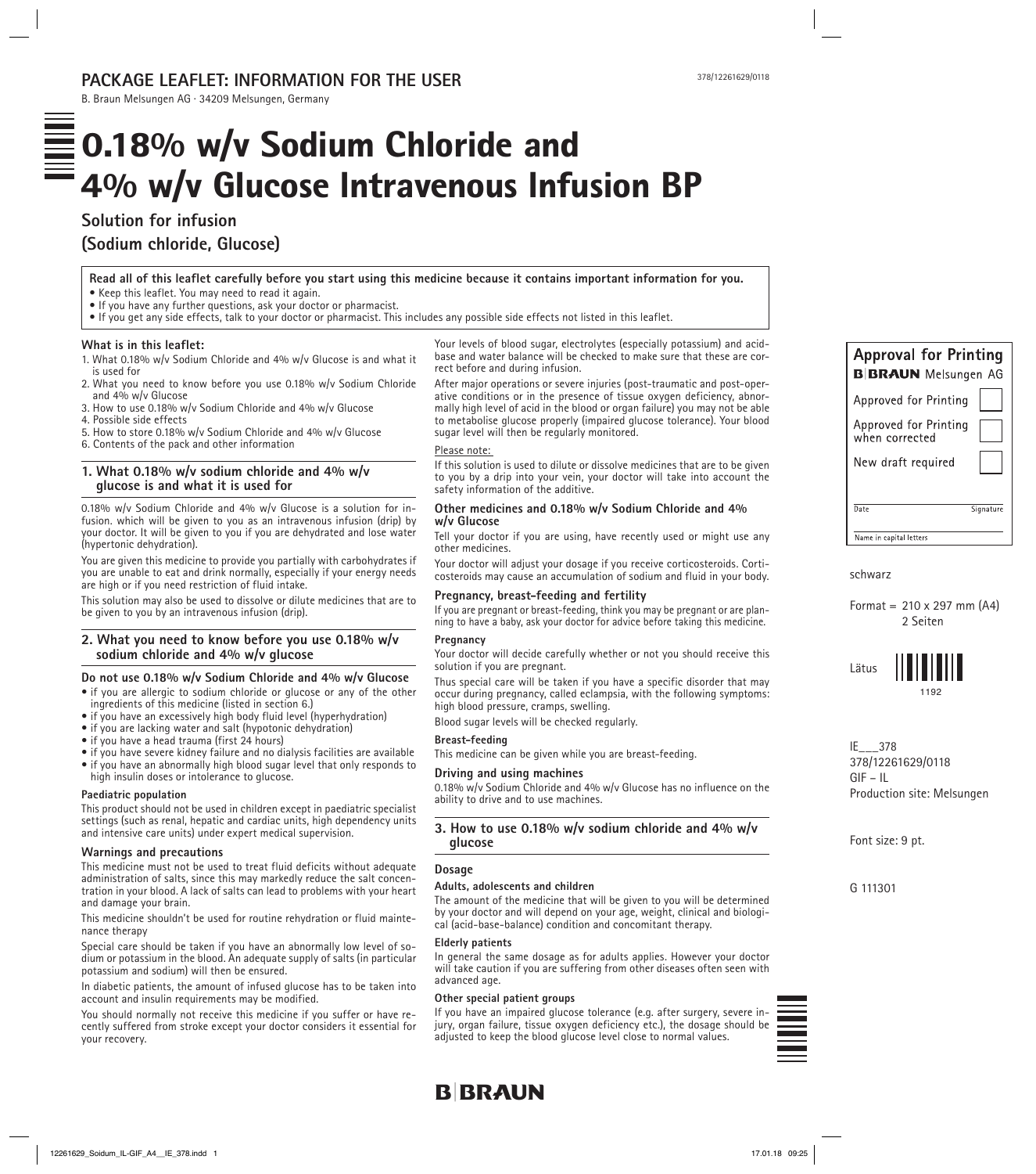## PACKAGE LEAFLET: INFORMATION FOR THE USER

B. Braun Melsungen AG · 34209 Melsungen, Germany

# 0.18% w/v Sodium Chloride and 4% w/v Glucose Intravenous Infusion BP

**Solution for infusion**

**(Sodium chloride, Glucose)**

**Read all of this leaflet carefully before you start using this medicine because it contains important information for you.**
- Keep this leaflet. You may need to read it again.
- If you have any further questions, ask your doctor or pharmacist.
- If you get any side effects, talk to your doctor or pharmacist. This includes any possible side effects not listed in this leaflet.

**What is in this leaflet:**
1. What 0.18% w/v Sodium Chloride and 4% w/v Glucose is and what it is used for
2. What you need to know before you use 0.18% w/v Sodium Chloride and 4% w/v Glucose
3. How to use 0.18% w/v Sodium Chloride and 4% w/v Glucose
4. Possible side effects
5. How to store 0.18% w/v Sodium Chloride and 4% w/v Glucose
6. Contents of the pack and other information

## 1. What 0.18% w/v sodium chloride and 4% w/v glucose is and what it is used for

0.18% w/v Sodium Chloride and 4% w/v Glucose is a solution for infusion. which will be given to you as an intravenous infusion (drip) by your doctor. It will be given to you if you are dehydrated and lose water (hypertonic dehydration).

You are given this medicine to provide you partially with carbohydrates if you are unable to eat and drink normally, especially if your energy needs are high or if you need restriction of fluid intake.

This solution may also be used to dissolve or dilute medicines that are to be given to you by an intravenous infusion (drip).

## 2. What you need to know before you use 0.18% w/v sodium chloride and 4% w/v glucose

### Do not use 0.18% w/v Sodium Chloride and 4% w/v Glucose
- if you are allergic to sodium chloride or glucose or any of the other ingredients of this medicine (listed in section 6.)
- if you have an excessively high body fluid level (hyperhydration)
- if you are lacking water and salt (hypotonic dehydration)
- if you have a head trauma (first 24 hours)
- if you have severe kidney failure and no dialysis facilities are available
- if you have an abnormally high blood sugar level that only responds to high insulin doses or intolerance to glucose.

**Paediatric population**

This product should not be used in children except in paediatric specialist settings (such as renal, hepatic and cardiac units, high dependency units and intensive care units) under expert medical supervision.

### Warnings and precautions

This medicine must not be used to treat fluid deficits without adequate administration of salts, since this may markedly reduce the salt concentration in your blood. A lack of salts can lead to problems with your heart and damage your brain.

This medicine shouldn't be used for routine rehydration or fluid maintenance therapy

Special care should be taken if you have an abnormally low level of sodium or potassium in the blood. An adequate supply of salts (in particular potassium and sodium) will then be ensured.

In diabetic patients, the amount of infused glucose has to be taken into account and insulin requirements may be modified.

You should normally not receive this medicine if you suffer or have recently suffered from stroke except your doctor considers it essential for your recovery.

Your levels of blood sugar, electrolytes (especially potassium) and acid-base and water balance will be checked to make sure that these are correct before and during infusion.

After major operations or severe injuries (post-traumatic and post-operative conditions or in the presence of tissue oxygen deficiency, abnormally high level of acid in the blood or organ failure) you may not be able to metabolise glucose properly (impaired glucose tolerance). Your blood sugar level will then be regularly monitored.

Please note:

If this solution is used to dilute or dissolve medicines that are to be given to you by a drip into your vein, your doctor will take into account the safety information of the additive.

### Other medicines and 0.18% w/v Sodium Chloride and 4% w/v Glucose

Tell your doctor if you are using, have recently used or might use any other medicines.

Your doctor will adjust your dosage if you receive corticosteroids. Corticosteroids may cause an accumulation of sodium and fluid in your body.

### Pregnancy, breast-feeding and fertility

If you are pregnant or breast-feeding, think you may be pregnant or are planning to have a baby, ask your doctor for advice before taking this medicine.

**Pregnancy**

Your doctor will decide carefully whether or not you should receive this solution if you are pregnant.

Thus special care will be taken if you have a specific disorder that may occur during pregnancy, called eclampsia, with the following symptoms: high blood pressure, cramps, swelling.

Blood sugar levels will be checked regularly.

**Breast-feeding**

This medicine can be given while you are breast-feeding.

### Driving and using machines

0.18% w/v Sodium Chloride and 4% w/v Glucose has no influence on the ability to drive and to use machines.

## 3. How to use 0.18% w/v sodium chloride and 4% w/v glucose

### Dosage

**Adults, adolescents and children**

The amount of the medicine that will be given to you will be determined by your doctor and will depend on your age, weight, clinical and biological (acid-base-balance) condition and concomitant therapy.

**Elderly patients**

In general the same dosage as for adults applies. However your doctor will take caution if you are suffering from other diseases often seen with advanced age.

**Other special patient groups**

If you have an impaired glucose tolerance (e.g. after surgery, severe injury, organ failure, tissue oxygen deficiency etc.), the dosage should be adjusted to keep the blood glucose level close to normal values.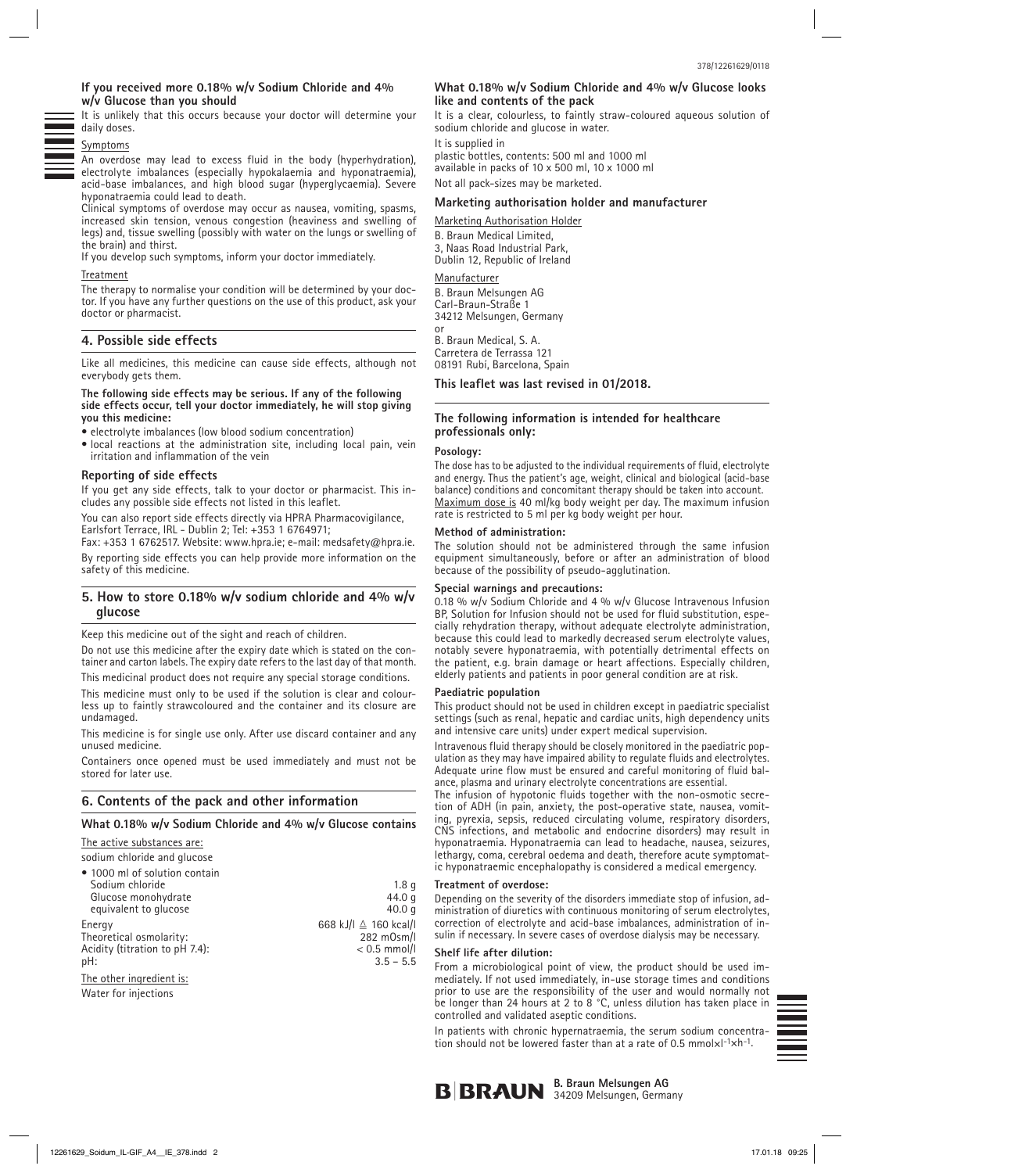### If you received more 0.18% w/v Sodium Chloride and 4% w/v Glucose than you should

It is unlikely that this occurs because your doctor will determine your daily doses.

Symptoms

An overdose may lead to excess fluid in the body (hyperhydration), electrolyte imbalances (especially hypokalaemia and hyponatraemia), acid-base imbalances, and high blood sugar (hyperglycaemia). Severe hyponatraemia could lead to death.

Clinical symptoms of overdose may occur as nausea, vomiting, spasms, increased skin tension, venous congestion (heaviness and swelling of legs) and, tissue swelling (possibly with water on the lungs or swelling of the brain) and thirst.

If you develop such symptoms, inform your doctor immediately.

Treatment

The therapy to normalise your condition will be determined by your doctor. If you have any further questions on the use of this product, ask your doctor or pharmacist.

## 4. Possible side effects

Like all medicines, this medicine can cause side effects, although not everybody gets them.

**The following side effects may be serious. If any of the following side effects occur, tell your doctor immediately, he will stop giving you this medicine:**

- electrolyte imbalances (low blood sodium concentration)
- local reactions at the administration site, including local pain, vein irritation and inflammation of the vein

### Reporting of side effects

If you get any side effects, talk to your doctor or pharmacist. This includes any possible side effects not listed in this leaflet.

You can also report side effects directly via HPRA Pharmacovigilance, Earlsfort Terrace, IRL - Dublin 2; Tel: +353 1 6764971;
Fax: +353 1 6762517. Website: www.hpra.ie; e-mail: medsafety@hpra.ie.

By reporting side effects you can help provide more information on the safety of this medicine.

## 5. How to store 0.18% w/v sodium chloride and 4% w/v glucose

Keep this medicine out of the sight and reach of children.

Do not use this medicine after the expiry date which is stated on the container and carton labels. The expiry date refers to the last day of that month.

This medicinal product does not require any special storage conditions.

This medicine must only to be used if the solution is clear and colourless up to faintly strawcoloured and the container and its closure are undamaged.

This medicine is for single use only. After use discard container and any unused medicine.

Containers once opened must be used immediately and must not be stored for later use.

## 6. Contents of the pack and other information

### What 0.18% w/v Sodium Chloride and 4% w/v Glucose contains

The active substances are:

sodium chloride and glucose

| | |
|---|---|
| • 1000 ml of solution contain | |
| Sodium chloride | 1.8 g |
| Glucose monohydrate | 44.0 g |
| equivalent to glucose | 40.0 g |
| Energy | 668 kJ/l ≙ 160 kcal/l |
| Theoretical osmolarity: | 282 mOsm/l |
| Acidity (titration to pH 7.4): | < 0.5 mmol/l |
| pH: | 3.5 – 5.5 |

The other ingredient is:

Water for injections

### What 0.18% w/v Sodium Chloride and 4% w/v Glucose looks like and contents of the pack

It is a clear, colourless, to faintly straw-coloured aqueous solution of sodium chloride and glucose in water.

It is supplied in
plastic bottles, contents: 500 ml and 1000 ml
available in packs of 10 x 500 ml, 10 x 1000 ml

Not all pack-sizes may be marketed.

### Marketing authorisation holder and manufacturer

Marketing Authorisation Holder

B. Braun Medical Limited,
3, Naas Road Industrial Park,
Dublin 12, Republic of Ireland

Manufacturer

B. Braun Melsungen AG
Carl-Braun-Straße 1
34212 Melsungen, Germany
or
B. Braun Medical, S. A.
Carretera de Terrassa 121
08191 Rubí, Barcelona, Spain

**This leaflet was last revised in 01/2018.**

---

### The following information is intended for healthcare professionals only:

**Posology:**

The dose has to be adjusted to the individual requirements of fluid, electrolyte and energy. Thus the patient's age, weight, clinical and biological (acid-base balance) conditions and concomitant therapy should be taken into account.
Maximum dose is 40 ml/kg body weight per day. The maximum infusion rate is restricted to 5 ml per kg body weight per hour.

**Method of administration:**

The solution should not be administered through the same infusion equipment simultaneously, before or after an administration of blood because of the possibility of pseudo-agglutination.

**Special warnings and precautions:**

0.18 % w/v Sodium Chloride and 4 % w/v Glucose Intravenous Infusion BP, Solution for Infusion should not be used for fluid substitution, especially rehydration therapy, without adequate electrolyte administration, because this could lead to markedly decreased serum electrolyte values, notably severe hyponatraemia, with potentially detrimental effects on the patient, e.g. brain damage or heart affections. Especially children, elderly patients and patients in poor general condition are at risk.

**Paediatric population**

This product should not be used in children except in paediatric specialist settings (such as renal, hepatic and cardiac units, high dependency units and intensive care units) under expert medical supervision.

Intravenous fluid therapy should be closely monitored in the paediatric population as they may have impaired ability to regulate fluids and electrolytes. Adequate urine flow must be ensured and careful monitoring of fluid balance, plasma and urinary electrolyte concentrations are essential.

The infusion of hypotonic fluids together with the non-osmotic secretion of ADH (in pain, anxiety, the post-operative state, nausea, vomiting, pyrexia, sepsis, reduced circulating volume, respiratory disorders, CNS infections, and metabolic and endocrine disorders) may result in hyponatraemia. Hyponatraemia can lead to headache, nausea, seizures, lethargy, coma, cerebral oedema and death, therefore acute symptomatic hyponatraemic encephalopathy is considered a medical emergency.

**Treatment of overdose:**

Depending on the severity of the disorders immediate stop of infusion, administration of diuretics with continuous monitoring of serum electrolytes, correction of electrolyte and acid-base imbalances, administration of insulin if necessary. In severe cases of overdose dialysis may be necessary.

**Shelf life after dilution:**

From a microbiological point of view, the product should be used immediately. If not used immediately, in-use storage times and conditions prior to use are the responsibility of the user and would normally not be longer than 24 hours at 2 to 8 °C, unless dilution has taken place in controlled and validated aseptic conditions.

In patients with chronic hypernatraemia, the serum sodium concentration should not be lowered faster than at a rate of 0.5 $mmol \times l^{-1} \times h^{-1}$.

B|BRAUN **B. Braun Melsungen AG**
34209 Melsungen, Germany